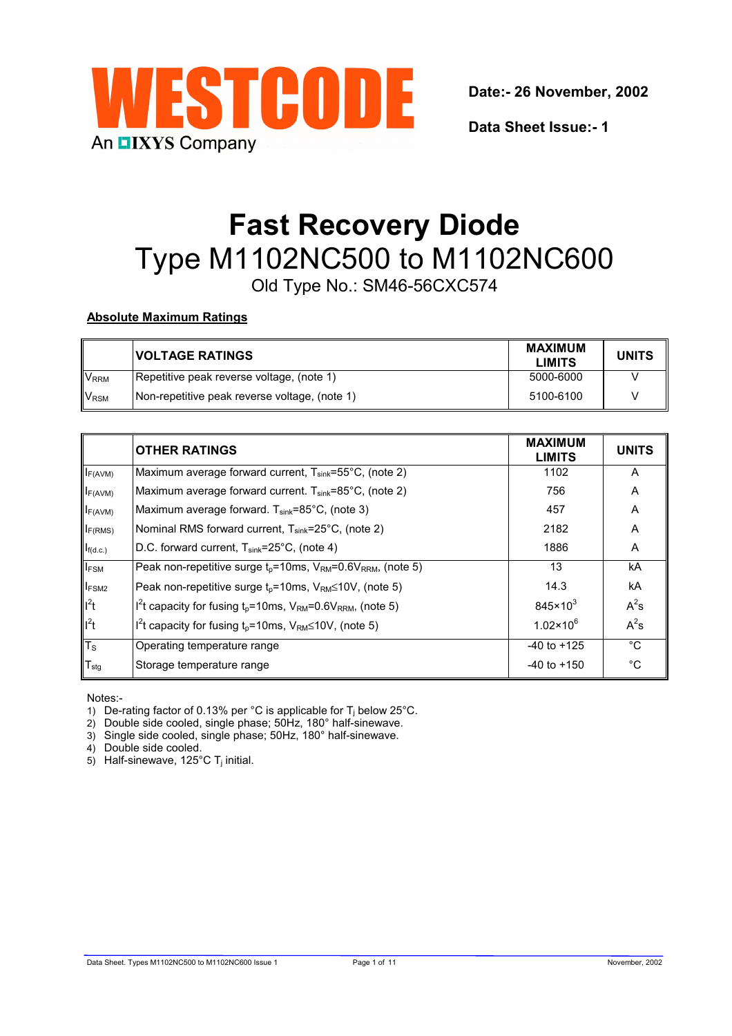WESTCODE

An IXYS Company

**Date:- 26 November, 2002**

**Data Sheet Issue:- 1**

# Fast Recovery Diode

## Type M1102NC500 to M1102NC600

Old Type No.: SM46-56CXC574

**Absolute Maximum Ratings**

| | **VOLTAGE RATINGS** | **MAXIMUM LIMITS** | **UNITS** |
|---|---|---|---|
| $V_{RRM}$ | Repetitive peak reverse voltage, (note 1) | 5000-6000 | V |
| $V_{RSM}$ | Non-repetitive peak reverse voltage, (note 1) | 5100-6100 | V |

| | **OTHER RATINGS** | **MAXIMUM LIMITS** | **UNITS** |
|---|---|---|---|
| $I_{F(AVM)}$ | Maximum average forward current, $T_{sink}$=55°C, (note 2) | 1102 | A |
| $I_{F(AVM)}$ | Maximum average forward current. $T_{sink}$=85°C, (note 2) | 756 | A |
| $I_{F(AVM)}$ | Maximum average forward. $T_{sink}$=85°C, (note 3) | 457 | A |
| $I_{F(RMS)}$ | Nominal RMS forward current, $T_{sink}$=25°C, (note 2) | 2182 | A |
| $I_{f(d.c.)}$ | D.C. forward current, $T_{sink}$=25°C, (note 4) | 1886 | A |
| $I_{FSM}$ | Peak non-repetitive surge $t_p$=10ms, $V_{RM}$=0.6$V_{RRM}$, (note 5) | 13 | kA |
| $I_{FSM2}$ | Peak non-repetitive surge $t_p$=10ms, $V_{RM}$≤10V, (note 5) | 14.3 | kA |
| $I^2t$ | $I^2t$ capacity for fusing $t_p$=10ms, $V_{RM}$=0.6$V_{RRM}$, (note 5) | $845\times10^3$ | $A^2s$ |
| $I^2t$ | $I^2t$ capacity for fusing $t_p$=10ms, $V_{RM}$≤10V, (note 5) | $1.02\times10^6$ | $A^2s$ |
| $T_S$ | Operating temperature range | -40 to +125 | °C |
| $T_{stg}$ | Storage temperature range | -40 to +150 | °C |

Notes:-

1) De-rating factor of 0.13% per °C is applicable for $T_j$ below 25°C.
2) Double side cooled, single phase; 50Hz, 180° half-sinewave.
3) Single side cooled, single phase; 50Hz, 180° half-sinewave.
4) Double side cooled.
5) Half-sinewave, 125°C $T_j$ initial.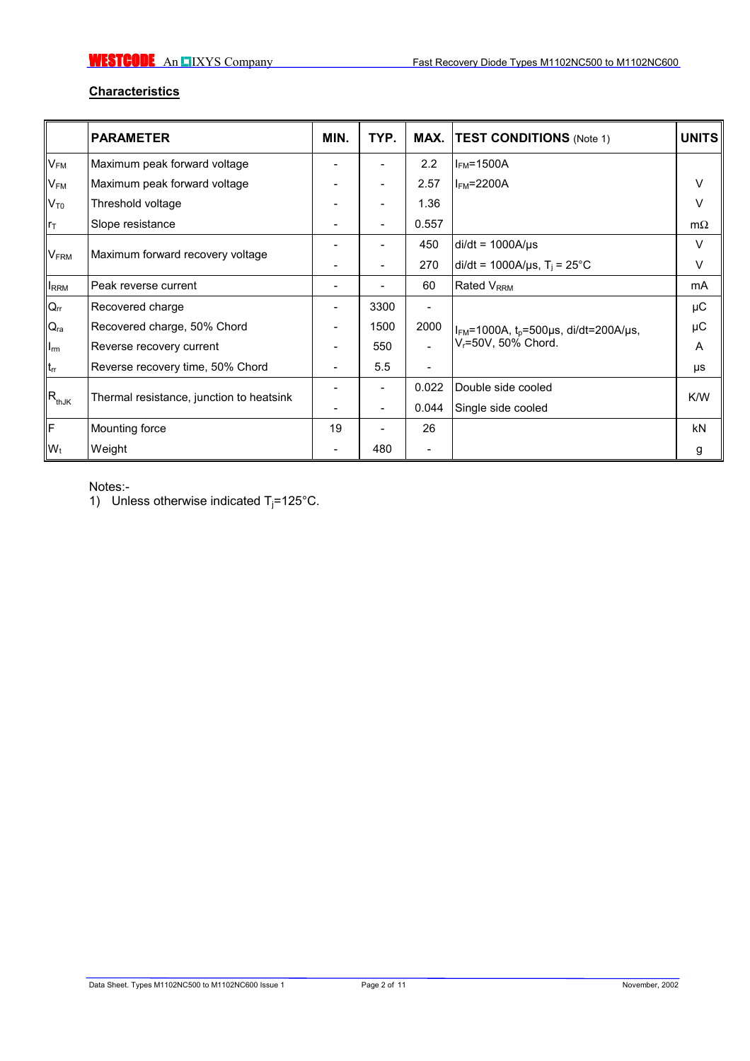## Characteristics

| | PARAMETER | MIN. | TYP. | MAX. | TEST CONDITIONS (Note 1) | UNITS |
|---|---|---|---|---|---|---|
| $V_{FM}$ | Maximum peak forward voltage | - | - | 2.2 | $I_{FM}$=1500A | |
| $V_{FM}$ | Maximum peak forward voltage | - | - | 2.57 | $I_{FM}$=2200A | V |
| $V_{T0}$ | Threshold voltage | - | - | 1.36 | | V |
| $r_T$ | Slope resistance | - | - | 0.557 | | mΩ |
| $V_{FRM}$ | Maximum forward recovery voltage | - | - | 450 | di/dt = 1000A/µs | V |
| | | - | - | 270 | di/dt = 1000A/µs, $T_j$ = 25°C | V |
| $I_{RRM}$ | Peak reverse current | - | - | 60 | Rated $V_{RRM}$ | mA |
| $Q_{rr}$ | Recovered charge | - | 3300 | - | $I_{FM}$=1000A, $t_p$=500µs, di/dt=200A/µs, $V_r$=50V, 50% Chord. | µC |
| $Q_{ra}$ | Recovered charge, 50% Chord | - | 1500 | 2000 | | µC |
| $I_{rm}$ | Reverse recovery current | - | 550 | - | | A |
| $t_{rr}$ | Reverse recovery time, 50% Chord | - | 5.5 | - | | µs |
| $R_{thJK}$ | Thermal resistance, junction to heatsink | - | - | 0.022 | Double side cooled | K/W |
| | | - | - | 0.044 | Single side cooled | |
| F | Mounting force | 19 | - | 26 | | kN |
| $W_t$ | Weight | - | 480 | - | | g |

Notes:-

1) Unless otherwise indicated $T_j$=125°C.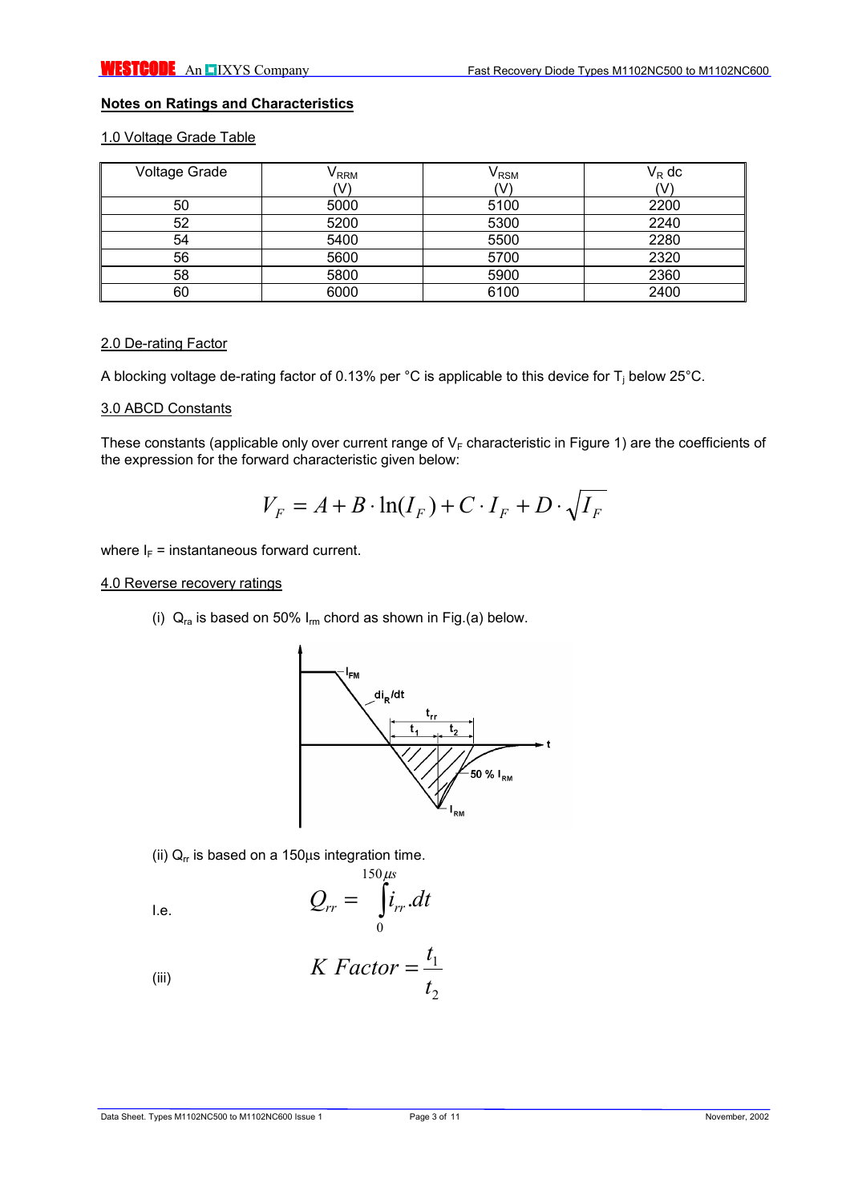## Notes on Ratings and Characteristics

### 1.0 Voltage Grade Table

| Voltage Grade | $V_{RRM}$ (V) | $V_{RSM}$ (V) | $V_R$ dc (V) |
|---|---|---|---|
| 50 | 5000 | 5100 | 2200 |
| 52 | 5200 | 5300 | 2240 |
| 54 | 5400 | 5500 | 2280 |
| 56 | 5600 | 5700 | 2320 |
| 58 | 5800 | 5900 | 2360 |
| 60 | 6000 | 6100 | 2400 |

### 2.0 De-rating Factor

A blocking voltage de-rating factor of 0.13% per °C is applicable to this device for $T_j$ below 25°C.

### 3.0 ABCD Constants

These constants (applicable only over current range of $V_F$ characteristic in Figure 1) are the coefficients of the expression for the forward characteristic given below:

$$V_F = A + B \cdot \ln(I_F) + C \cdot I_F + D \cdot \sqrt{I_F}$$

where $I_F$ = instantaneous forward current.

### 4.0 Reverse recovery ratings

(i) $Q_{ra}$ is based on 50% $I_{rm}$ chord as shown in Fig.(a) below.

(ii) $Q_{rr}$ is based on a 150μs integration time.

I.e.

$$Q_{rr} = \int_{0}^{150\mu s} i_{rr} . dt$$

(iii)

$$K \ Factor = \frac{t_1}{t_2}$$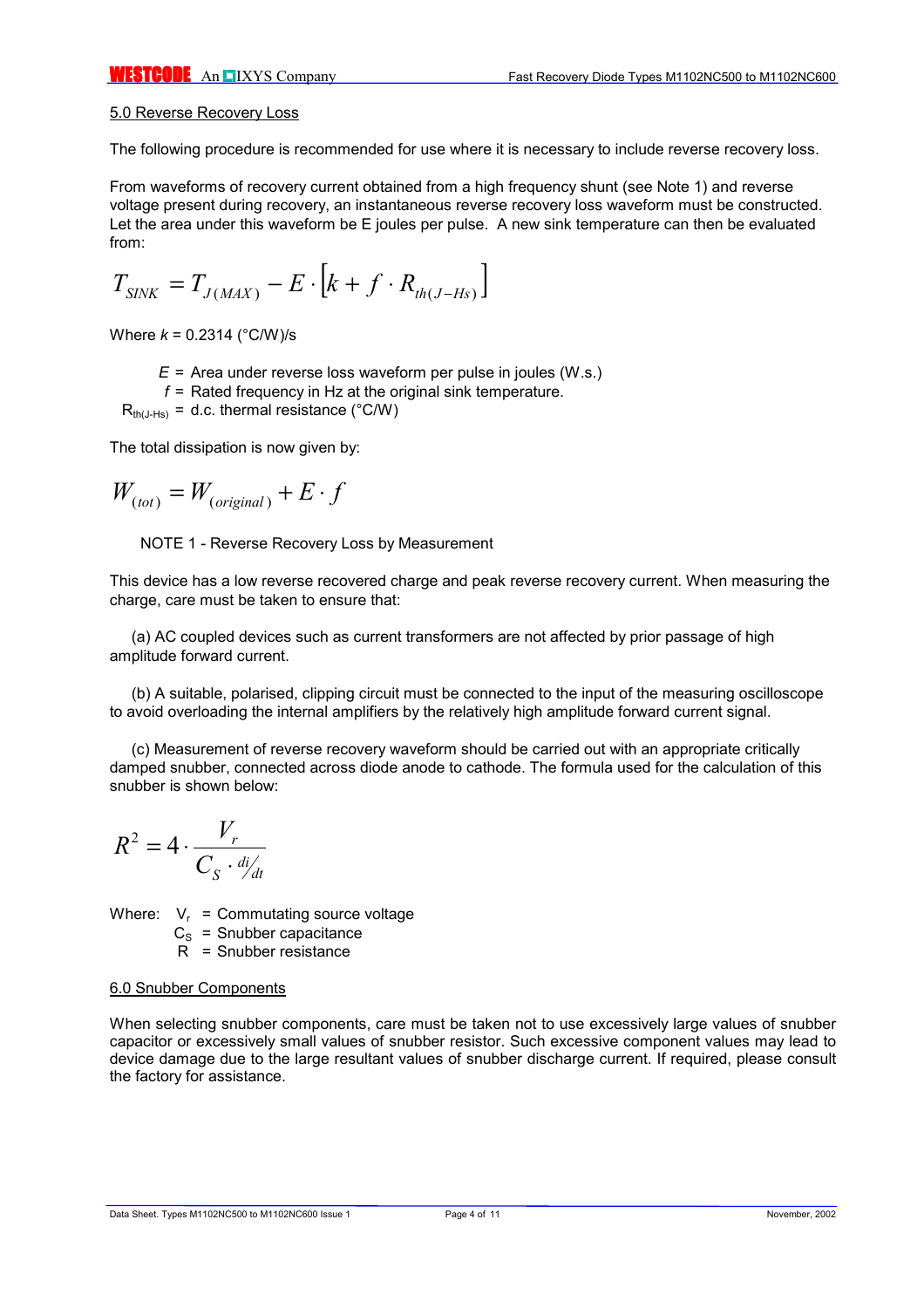## 5.0 Reverse Recovery Loss

The following procedure is recommended for use where it is necessary to include reverse recovery loss.

From waveforms of recovery current obtained from a high frequency shunt (see Note 1) and reverse voltage present during recovery, an instantaneous reverse recovery loss waveform must be constructed. Let the area under this waveform be E joules per pulse. A new sink temperature can then be evaluated from:

$$T_{SINK} = T_{J(MAX)} - E \cdot \left[k + f \cdot R_{th(J-Hs)}\right]$$

Where $k$ = 0.2314 (°C/W)/s

$E$ = Area under reverse loss waveform per pulse in joules (W.s.)

$f$ = Rated frequency in Hz at the original sink temperature.

$R_{th(J-Hs)}$ = d.c. thermal resistance (°C/W)

The total dissipation is now given by:

$$W_{(tot)} = W_{(original)} + E \cdot f$$

NOTE 1 - Reverse Recovery Loss by Measurement

This device has a low reverse recovered charge and peak reverse recovery current. When measuring the charge, care must be taken to ensure that:

(a) AC coupled devices such as current transformers are not affected by prior passage of high amplitude forward current.

(b) A suitable, polarised, clipping circuit must be connected to the input of the measuring oscilloscope to avoid overloading the internal amplifiers by the relatively high amplitude forward current signal.

(c) Measurement of reverse recovery waveform should be carried out with an appropriate critically damped snubber, connected across diode anode to cathode. The formula used for the calculation of this snubber is shown below:

$$R^2 = 4 \cdot \frac{V_r}{C_S \cdot {di}/{dt}}$$

Where: $V_r$ = Commutating source voltage

$C_S$ = Snubber capacitance

$R$ = Snubber resistance

## 6.0 Snubber Components

When selecting snubber components, care must be taken not to use excessively large values of snubber capacitor or excessively small values of snubber resistor. Such excessive component values may lead to device damage due to the large resultant values of snubber discharge current. If required, please consult the factory for assistance.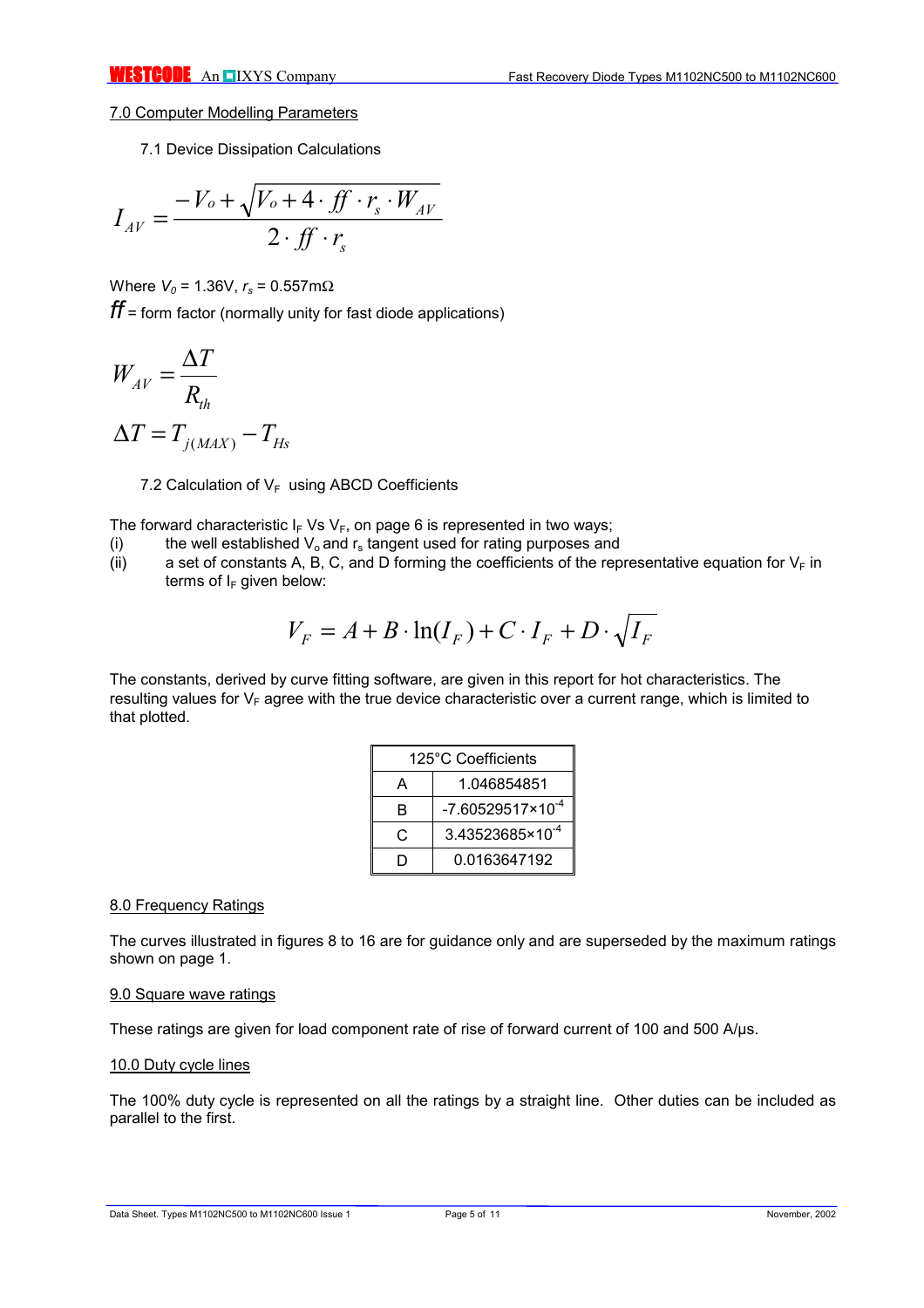## 7.0 Computer Modelling Parameters

### 7.1 Device Dissipation Calculations

$$I_{AV} = \frac{-V_o + \sqrt{V_o + 4 \cdot ff \cdot r_s \cdot W_{AV}}}{2 \cdot ff \cdot r_s}$$

Where $V_0$ = 1.36V, $r_s$ = 0.557mΩ

$ff$ = form factor (normally unity for fast diode applications)

$$W_{AV} = \frac{\Delta T}{R_{th}}$$

$$\Delta T = T_{j(MAX)} - T_{Hs}$$

### 7.2 Calculation of $V_F$ using ABCD Coefficients

The forward characteristic $I_F$ Vs $V_F$, on page 6 is represented in two ways;

(i) the well established $V_o$ and $r_s$ tangent used for rating purposes and

(ii) a set of constants A, B, C, and D forming the coefficients of the representative equation for $V_F$ in terms of $I_F$ given below:

$$V_F = A + B \cdot \ln(I_F) + C \cdot I_F + D \cdot \sqrt{I_F}$$

The constants, derived by curve fitting software, are given in this report for hot characteristics. The resulting values for $V_F$ agree with the true device characteristic over a current range, which is limited to that plotted.

| 125°C Coefficients | |
|---|---|
| A | 1.046854851 |
| B | $-7.60529517\times10^{-4}$ |
| C | $3.43523685\times10^{-4}$ |
| D | 0.0163647192 |

## 8.0 Frequency Ratings

The curves illustrated in figures 8 to 16 are for guidance only and are superseded by the maximum ratings shown on page 1.

## 9.0 Square wave ratings

These ratings are given for load component rate of rise of forward current of 100 and 500 A/µs.

## 10.0 Duty cycle lines

The 100% duty cycle is represented on all the ratings by a straight line. Other duties can be included as parallel to the first.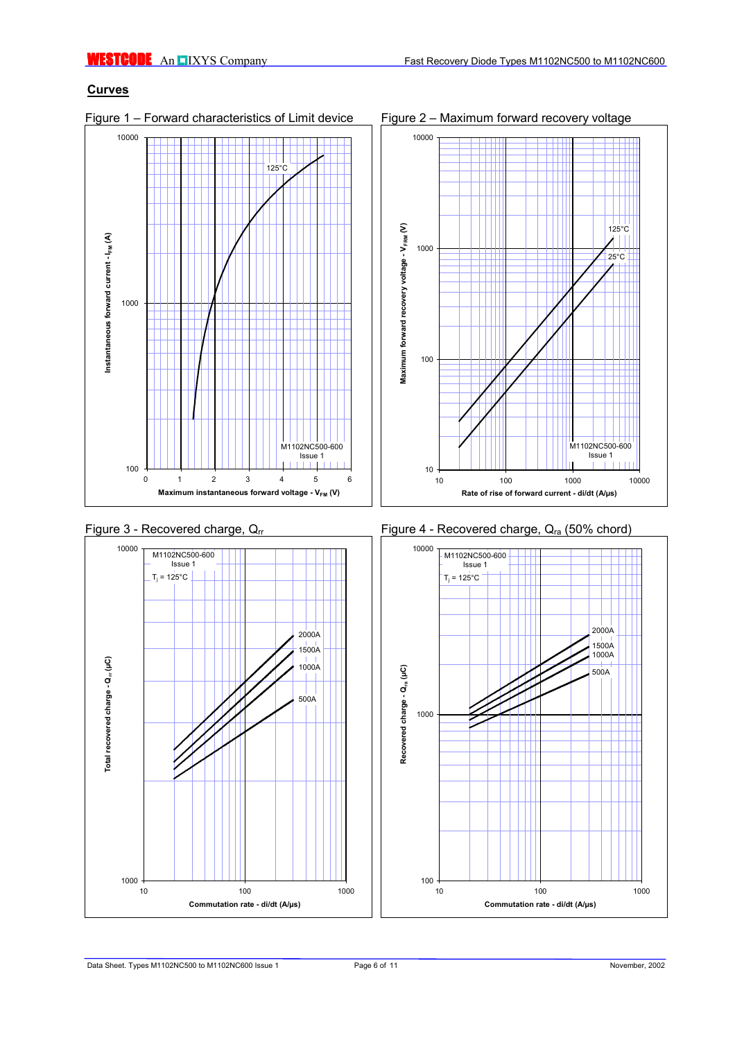## Curves

Figure 1 – Forward characteristics of Limit device

Figure 2 – Maximum forward recovery voltage

Figure 3 - Recovered charge, $Q_{rr}$

Figure 4 - Recovered charge, $Q_{ra}$ (50% chord)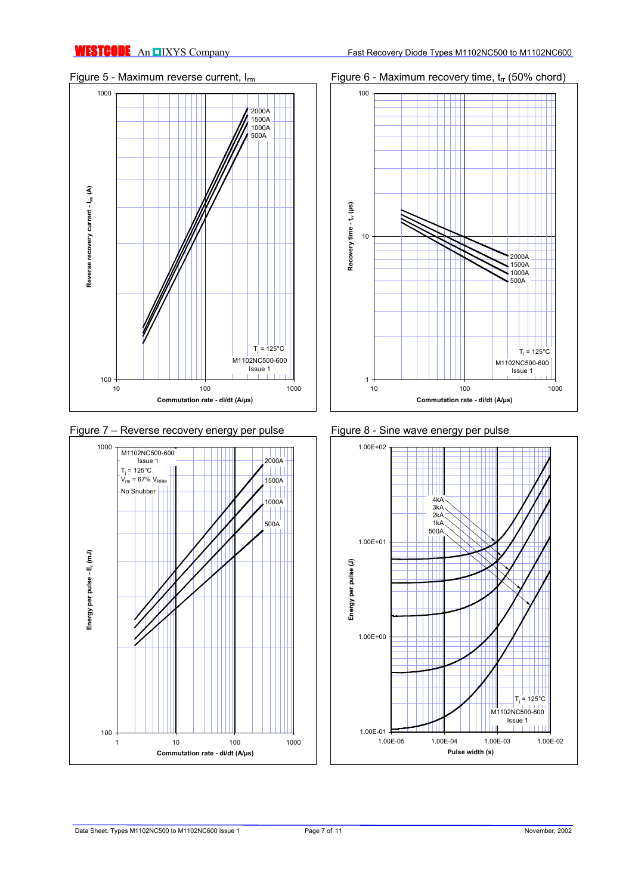Figure 5 - Maximum reverse current, $I_{rm}$

Figure 6 - Maximum recovery time, $t_{rr}$ (50% chord)

Figure 7 – Reverse recovery energy per pulse

Figure 8 - Sine wave energy per pulse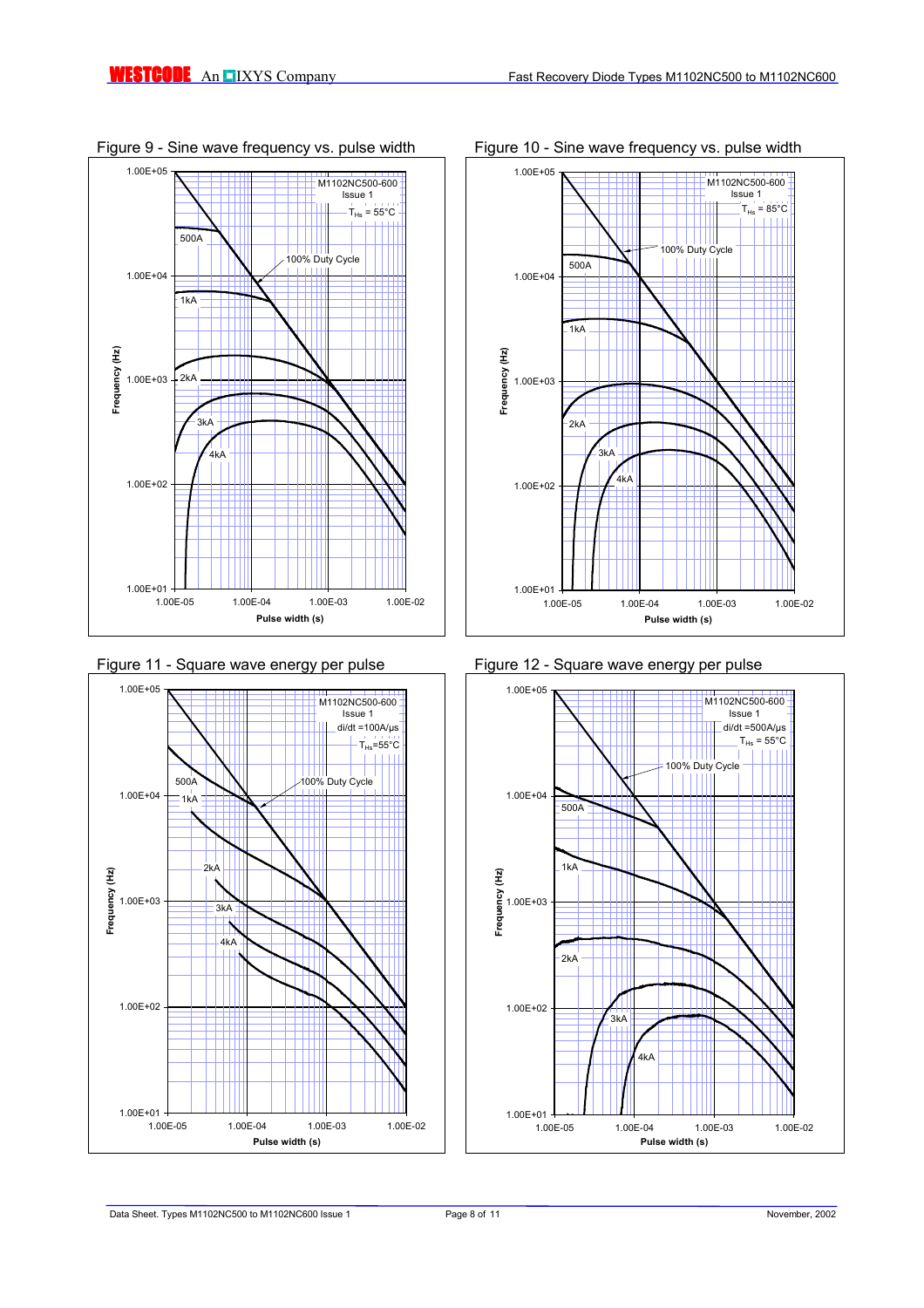Figure 9 - Sine wave frequency vs. pulse width

Figure 10 - Sine wave frequency vs. pulse width

Figure 11 - Square wave energy per pulse

Figure 12 - Square wave energy per pulse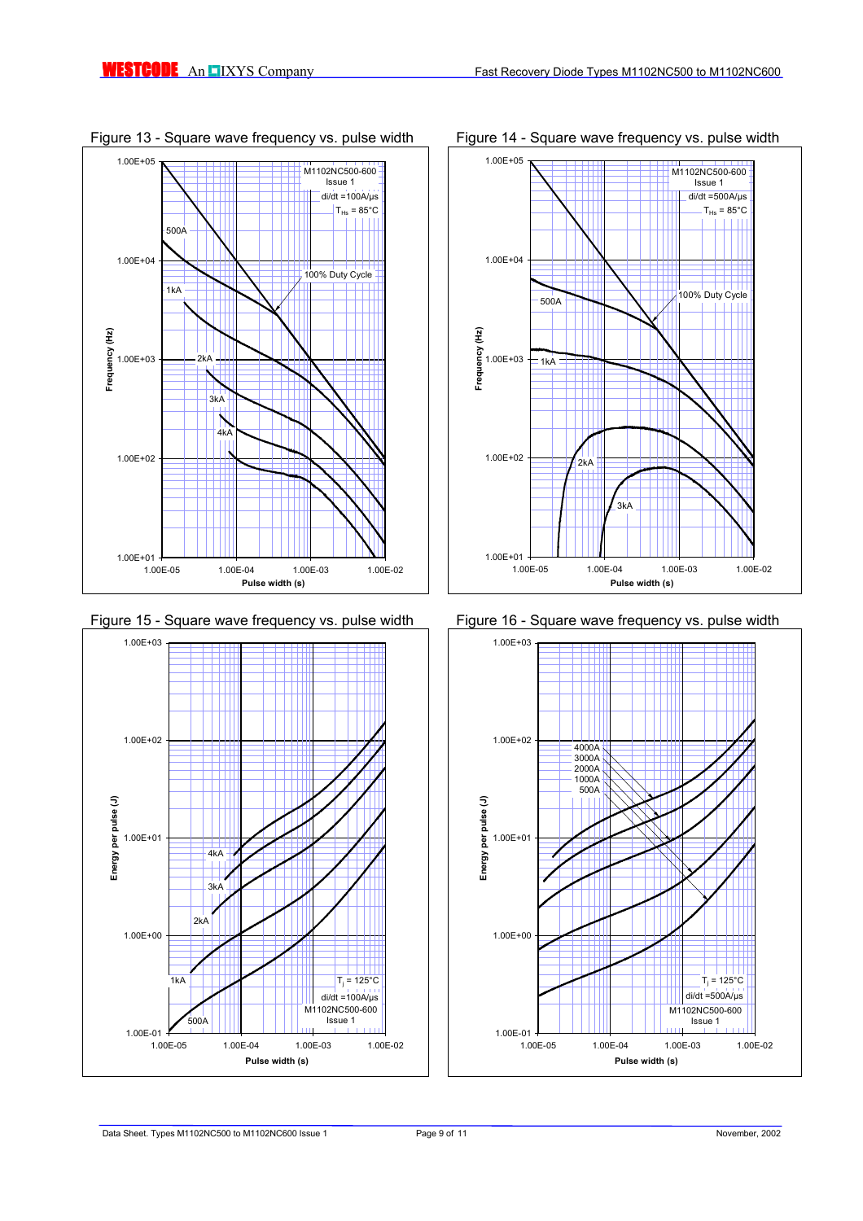Figure 13 - Square wave frequency vs. pulse width

Frequency (Hz) vs. Pulse width (s)

M1102NC500-600
Issue 1
di/dt =100A/µs
$T_{Hs}$ = 85°C

100% Duty Cycle
500A
1kA
2kA
3kA
4kA

Figure 14 - Square wave frequency vs. pulse width

Frequency (Hz) vs. Pulse width (s)

M1102NC500-600
Issue 1
di/dt =500A/µs
$T_{Hs}$ = 85°C

100% Duty Cycle
500A
1kA
2kA
3kA

Figure 15 - Square wave frequency vs. pulse width

Energy per pulse (J) vs. Pulse width (s)

4kA
3kA
2kA
1kA
500A

$T_j$ = 125°C
di/dt =100A/µs
M1102NC500-600
Issue 1

Figure 16 - Square wave frequency vs. pulse width

Energy per pulse (J) vs. Pulse width (s)

4000A
3000A
2000A
1000A
500A

$T_j$ = 125°C
di/dt =500A/µs
M1102NC500-600
Issue 1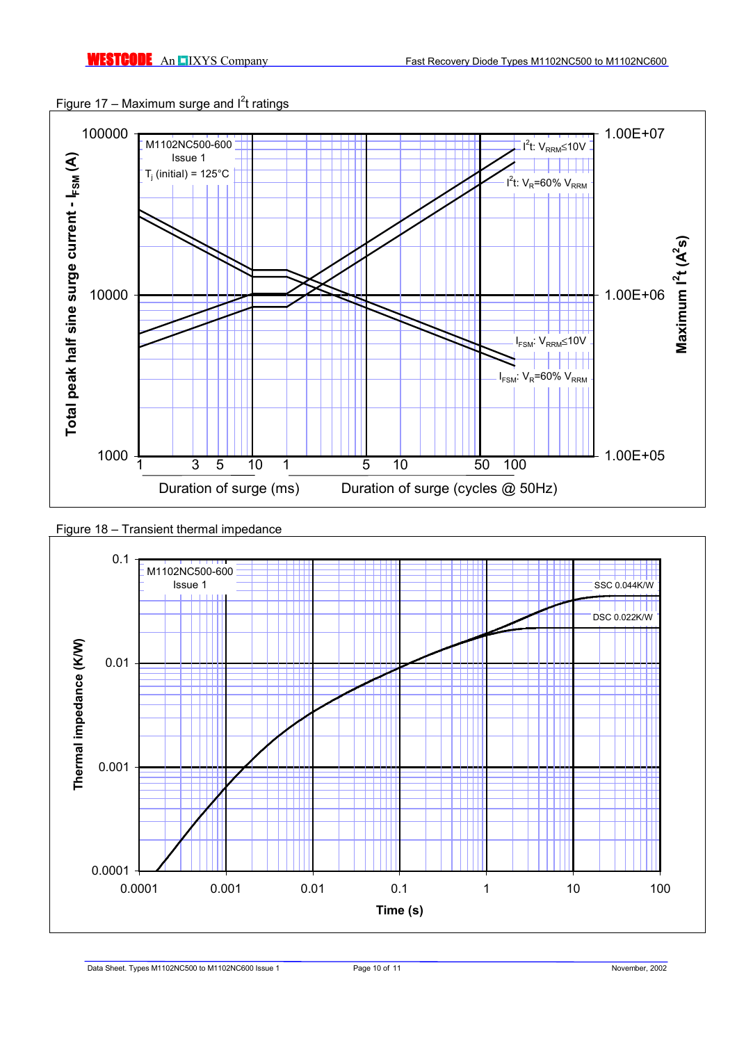Figure 17 – Maximum surge and $I^2t$ ratings

M1102NC500-600
Issue 1
$T_j$ (initial) = 125°C

Total peak half sine surge current - $I_{FSM}$ (A)

Maximum $I^2t$ ($A^2s$)

$I^2t$: $V_{RRM} \leq 10V$

$I^2t$: $V_R$=60% $V_{RRM}$

$I_{FSM}$: $V_{RRM} \leq 10V$

$I_{FSM}$: $V_R$=60% $V_{RRM}$

Duration of surge (ms)　　Duration of surge (cycles @ 50Hz)

Figure 18 – Transient thermal impedance

M1102NC500-600
Issue 1

SSC 0.044K/W

DSC 0.022K/W

Thermal impedance (K/W)

Time (s)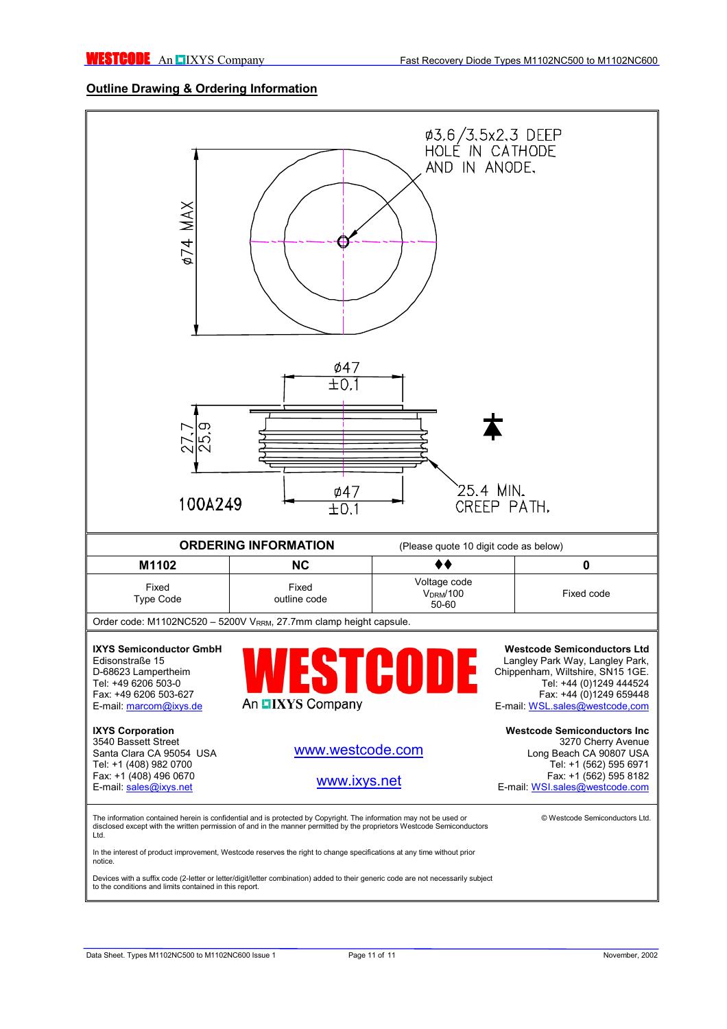## Outline Drawing & Ordering Information

ø3.6/3.5x2.3 DEEP
HOLE IN CATHODE
AND IN ANODE.

ø74 MAX

ø47
±0.1

27.7
25.9

100A249

ø47
±0.1

25.4 MIN.
CREEP PATH.

| ORDERING INFORMATION | | (Please quote 10 digit code as below) | |
|---|---|---|---|
| **M1102** | **NC** | ♦♦ | **0** |
| Fixed Type Code | Fixed outline code | Voltage code $V_{DRM}$/100 50-60 | Fixed code |

Order code: M1102NC520 – 5200V $V_{RRM}$, 27.7mm clamp height capsule.

**IXYS Semiconductor GmbH**
Edisonstraße 15
D-68623 Lampertheim
Tel: +49 6206 503-0
Fax: +49 6206 503-627
E-mail: marcom@ixys.de

**Westcode Semiconductors Ltd**
Langley Park Way, Langley Park,
Chippenham, Wiltshire, SN15 1GE.
Tel: +44 (0)1249 444524
Fax: +44 (0)1249 659448
E-mail: WSL.sales@westcode.com

WESTCODE
An IXYS Company

**IXYS Corporation**
3540 Bassett Street
Santa Clara CA 95054 USA
Tel: +1 (408) 982 0700
Fax: +1 (408) 496 0670
E-mail: sales@ixys.net

www.westcode.com

www.ixys.net

**Westcode Semiconductors Inc**
3270 Cherry Avenue
Long Beach CA 90807 USA
Tel: +1 (562) 595 6971
Fax: +1 (562) 595 8182
E-mail: WSI.sales@westcode.com

The information contained herein is confidential and is protected by Copyright. The information may not be used or disclosed except with the written permission of and in the manner permitted by the proprietors Westcode Semiconductors Ltd.

© Westcode Semiconductors Ltd.

In the interest of product improvement, Westcode reserves the right to change specifications at any time without prior notice.

Devices with a suffix code (2-letter or letter/digit/letter combination) added to their generic code are not necessarily subject to the conditions and limits contained in this report.